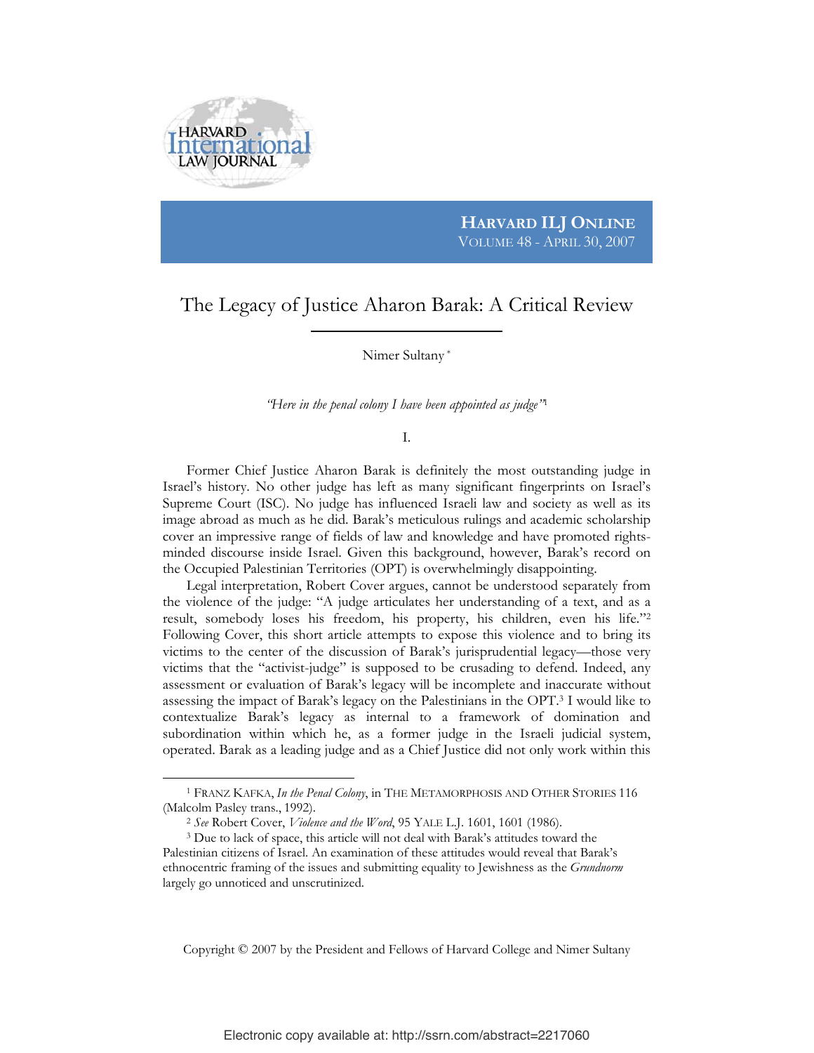HARVARD ILJ ONLINE
VOLUME 48 - APRIL 30, 2007

# The Legacy of Justice Aharon Barak: A Critical Review

Nimer Sultany[*]

*"Here in the penal colony I have been appointed as judge"*[1]

## I.

Former Chief Justice Aharon Barak is definitely the most outstanding judge in Israel's history. No other judge has left as many significant fingerprints on Israel's Supreme Court (ISC). No judge has influenced Israeli law and society as well as its image abroad as much as he did. Barak's meticulous rulings and academic scholarship cover an impressive range of fields of law and knowledge and have promoted rights-minded discourse inside Israel. Given this background, however, Barak's record on the Occupied Palestinian Territories (OPT) is overwhelmingly disappointing.

Legal interpretation, Robert Cover argues, cannot be understood separately from the violence of the judge: "A judge articulates her understanding of a text, and as a result, somebody loses his freedom, his property, his children, even his life."[2] Following Cover, this short article attempts to expose this violence and to bring its victims to the center of the discussion of Barak's jurisprudential legacy—those very victims that the "activist-judge" is supposed to be crusading to defend. Indeed, any assessment or evaluation of Barak's legacy will be incomplete and inaccurate without assessing the impact of Barak's legacy on the Palestinians in the OPT.[3] I would like to contextualize Barak's legacy as internal to a framework of domination and subordination within which he, as a former judge in the Israeli judicial system, operated. Barak as a leading judge and as a Chief Justice did not only work within this

---

[1] FRANZ KAFKA, *In the Penal Colony*, in THE METAMORPHOSIS AND OTHER STORIES 116 (Malcolm Pasley trans., 1992).

[2] *See* Robert Cover, *Violence and the Word*, 95 YALE L.J. 1601, 1601 (1986).

[3] Due to lack of space, this article will not deal with Barak's attitudes toward the Palestinian citizens of Israel. An examination of these attitudes would reveal that Barak's ethnocentric framing of the issues and submitting equality to Jewishness as the *Grundnorm* largely go unnoticed and unscrutinized.

Copyright © 2007 by the President and Fellows of Harvard College and Nimer Sultany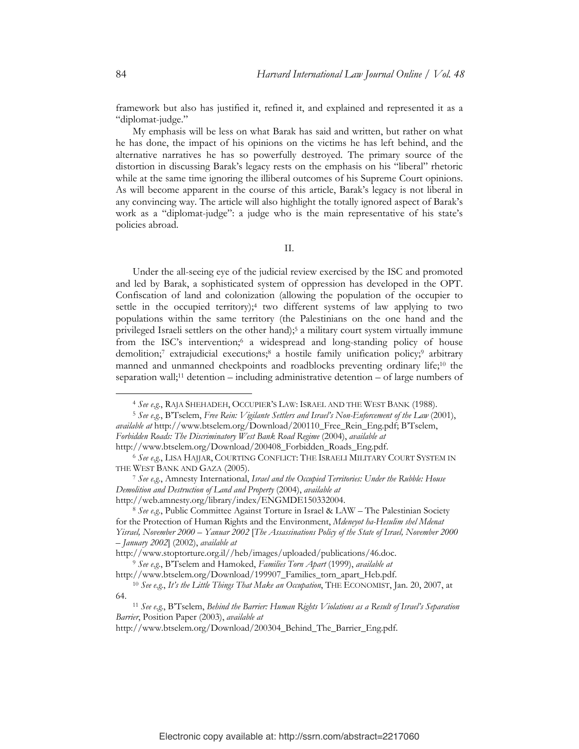framework but also has justified it, refined it, and explained and represented it as a "diplomat-judge."

My emphasis will be less on what Barak has said and written, but rather on what he has done, the impact of his opinions on the victims he has left behind, and the alternative narratives he has so powerfully destroyed. The primary source of the distortion in discussing Barak's legacy rests on the emphasis on his "liberal" rhetoric while at the same time ignoring the illiberal outcomes of his Supreme Court opinions. As will become apparent in the course of this article, Barak's legacy is not liberal in any convincing way. The article will also highlight the totally ignored aspect of Barak's work as a "diplomat-judge": a judge who is the main representative of his state's policies abroad.

## II.

Under the all-seeing eye of the judicial review exercised by the ISC and promoted and led by Barak, a sophisticated system of oppression has developed in the OPT. Confiscation of land and colonization (allowing the population of the occupier to settle in the occupied territory);[4] two different systems of law applying to two populations within the same territory (the Palestinians on the one hand and the privileged Israeli settlers on the other hand);[5] a military court system virtually immune from the ISC's intervention;[6] a widespread and long-standing policy of house demolition;[7] extrajudicial executions;[8] a hostile family unification policy;[9] arbitrary manned and unmanned checkpoints and roadblocks preventing ordinary life;[10] the separation wall;[11] detention – including administrative detention – of large numbers of

---

[4] *See e.g.*, RAJA SHEHADEH, OCCUPIER'S LAW: ISRAEL AND THE WEST BANK (1988).

[5] *See e.g.*, B'Tselem, *Free Rein: Vigilante Settlers and Israel's Non-Enforcement of the Law* (2001), *available at* http://www.btselem.org/Download/200110_Free_Rein_Eng.pdf; B'Tselem, *Forbidden Roads: The Discriminatory West Bank Road Regime* (2004), *available at* http://www.btselem.org/Download/200408_Forbidden_Roads_Eng.pdf.

[6] *See e.g.*, LISA HAJJAR, COURTING CONFLICT: THE ISRAELI MILITARY COURT SYSTEM IN THE WEST BANK AND GAZA (2005).

[7] *See e.g.*, Amnesty International, *Israel and the Occupied Territories: Under the Rubble: House Demolition and Destruction of Land and Property* (2004), *available at* http://web.amnesty.org/library/index/ENGMDE150332004.

[8] *See e.g.*, Public Committee Against Torture in Israel & LAW – The Palestinian Society for the Protection of Human Rights and the Environment, *Mdeneyot ha-Hesulim shel Mdenat Yisrael, November 2000 – Yanuar 2002* [*The Assassinations Policy of the State of Israel, November 2000 – January 2002*] (2002), *available at* http://www.stoptorture.org.il//heb/images/uploaded/publications/46.doc.

[9] *See e.g.*, B'Tselem and Hamoked, *Families Torn Apart* (1999), *available at* http://www.btselem.org/Download/199907_Families_torn_apart_Heb.pdf.

[10] *See e.g.*, *It's the Little Things That Make an Occupation*, THE ECONOMIST, Jan. 20, 2007, at 64.

[11] *See e.g.*, B'Tselem, *Behind the Barrier: Human Rights Violations as a Result of Israel's Separation Barrier*, Position Paper (2003), *available at* http://www.btselem.org/Download/200304_Behind_The_Barrier_Eng.pdf.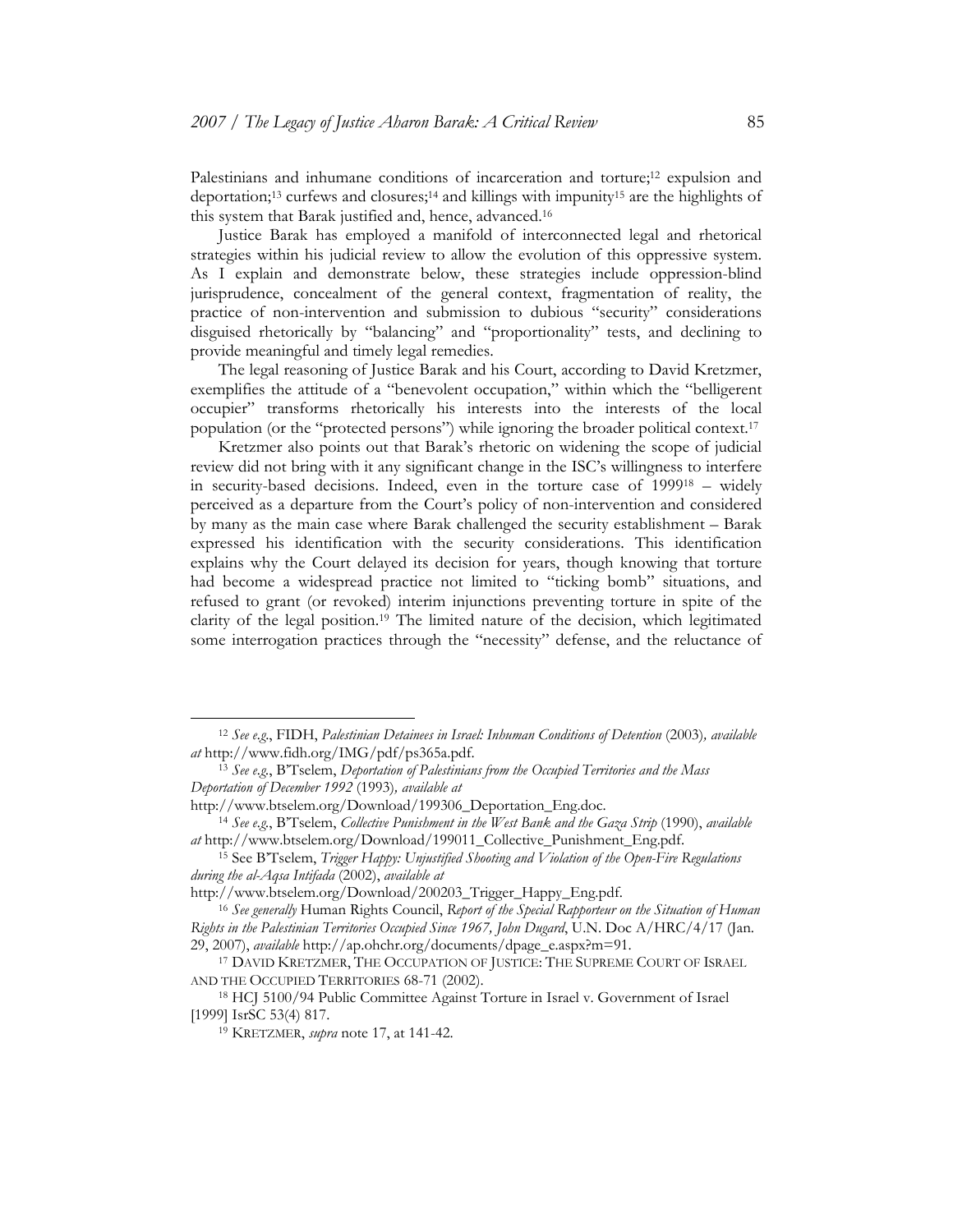Palestinians and inhumane conditions of incarceration and torture;[12] expulsion and deportation;[13] curfews and closures;[14] and killings with impunity[15] are the highlights of this system that Barak justified and, hence, advanced.[16]

Justice Barak has employed a manifold of interconnected legal and rhetorical strategies within his judicial review to allow the evolution of this oppressive system. As I explain and demonstrate below, these strategies include oppression-blind jurisprudence, concealment of the general context, fragmentation of reality, the practice of non-intervention and submission to dubious "security" considerations disguised rhetorically by "balancing" and "proportionality" tests, and declining to provide meaningful and timely legal remedies.

The legal reasoning of Justice Barak and his Court, according to David Kretzmer, exemplifies the attitude of a "benevolent occupation," within which the "belligerent occupier" transforms rhetorically his interests into the interests of the local population (or the "protected persons") while ignoring the broader political context.[17]

Kretzmer also points out that Barak's rhetoric on widening the scope of judicial review did not bring with it any significant change in the ISC's willingness to interfere in security-based decisions. Indeed, even in the torture case of 1999[18] – widely perceived as a departure from the Court's policy of non-intervention and considered by many as the main case where Barak challenged the security establishment – Barak expressed his identification with the security considerations. This identification explains why the Court delayed its decision for years, though knowing that torture had become a widespread practice not limited to "ticking bomb" situations, and refused to grant (or revoked) interim injunctions preventing torture in spite of the clarity of the legal position.[19] The limited nature of the decision, which legitimated some interrogation practices through the "necessity" defense, and the reluctance of

---

[12] *See e.g.*, FIDH, *Palestinian Detainees in Israel: Inhuman Conditions of Detention* (2003), *available at* http://www.fidh.org/IMG/pdf/ps365a.pdf.

[13] *See e.g.*, B'Tselem, *Deportation of Palestinians from the Occupied Territories and the Mass Deportation of December 1992* (1993), *available at* http://www.btselem.org/Download/199306_Deportation_Eng.doc.

[14] *See e.g.*, B'Tselem, *Collective Punishment in the West Bank and the Gaza Strip* (1990), *available at* http://www.btselem.org/Download/199011_Collective_Punishment_Eng.pdf.

[15] See B'Tselem, *Trigger Happy: Unjustified Shooting and Violation of the Open-Fire Regulations during the al-Aqsa Intifada* (2002), *available at* http://www.btselem.org/Download/200203_Trigger_Happy_Eng.pdf.

[16] *See generally* Human Rights Council, *Report of the Special Rapporteur on the Situation of Human Rights in the Palestinian Territories Occupied Since 1967, John Dugard*, U.N. Doc A/HRC/4/17 (Jan. 29, 2007), *available* http://ap.ohchr.org/documents/dpage_e.aspx?m=91.

[17] DAVID KRETZMER, THE OCCUPATION OF JUSTICE: THE SUPREME COURT OF ISRAEL AND THE OCCUPIED TERRITORIES 68-71 (2002).

[18] HCJ 5100/94 Public Committee Against Torture in Israel v. Government of Israel [1999] IsrSC 53(4) 817.

[19] KRETZMER, *supra* note 17, at 141-42.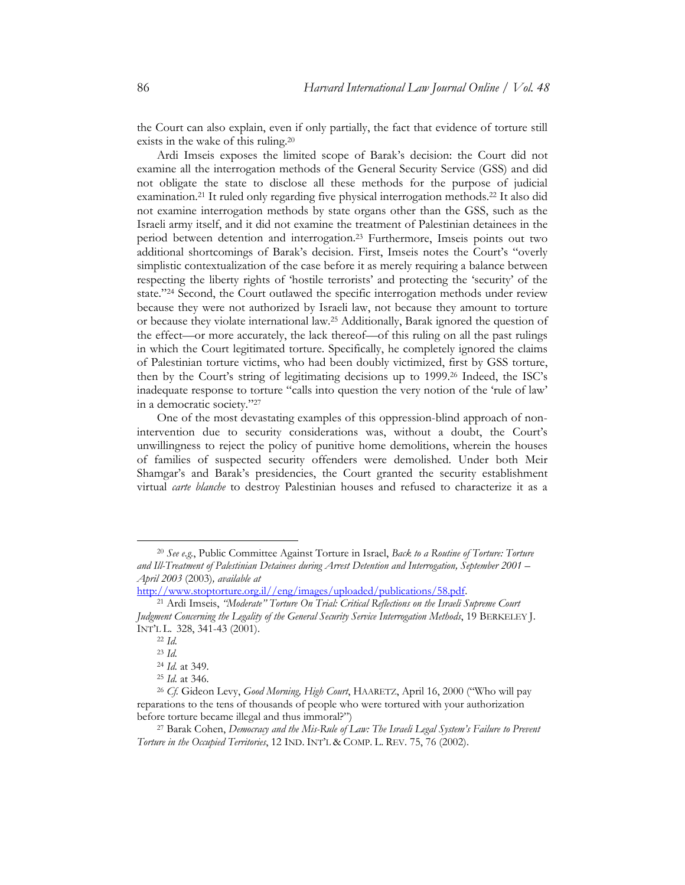the Court can also explain, even if only partially, the fact that evidence of torture still exists in the wake of this ruling.[20]

Ardi Imseis exposes the limited scope of Barak's decision: the Court did not examine all the interrogation methods of the General Security Service (GSS) and did not obligate the state to disclose all these methods for the purpose of judicial examination.[21] It ruled only regarding five physical interrogation methods.[22] It also did not examine interrogation methods by state organs other than the GSS, such as the Israeli army itself, and it did not examine the treatment of Palestinian detainees in the period between detention and interrogation.[23] Furthermore, Imseis points out two additional shortcomings of Barak's decision. First, Imseis notes the Court's "overly simplistic contextualization of the case before it as merely requiring a balance between respecting the liberty rights of 'hostile terrorists' and protecting the 'security' of the state."[24] Second, the Court outlawed the specific interrogation methods under review because they were not authorized by Israeli law, not because they amount to torture or because they violate international law.[25] Additionally, Barak ignored the question of the effect—or more accurately, the lack thereof—of this ruling on all the past rulings in which the Court legitimated torture. Specifically, he completely ignored the claims of Palestinian torture victims, who had been doubly victimized, first by GSS torture, then by the Court's string of legitimating decisions up to 1999.[26] Indeed, the ISC's inadequate response to torture "calls into question the very notion of the 'rule of law' in a democratic society."[27]

One of the most devastating examples of this oppression-blind approach of non-intervention due to security considerations was, without a doubt, the Court's unwillingness to reject the policy of punitive home demolitions, wherein the houses of families of suspected security offenders were demolished. Under both Meir Shamgar's and Barak's presidencies, the Court granted the security establishment virtual *carte blanche* to destroy Palestinian houses and refused to characterize it as a

---

[20] *See e.g.*, Public Committee Against Torture in Israel, *Back to a Routine of Torture: Torture and Ill-Treatment of Palestinian Detainees during Arrest Detention and Interrogation, September 2001 – April 2003* (2003)*, available at* http://www.stoptorture.org.il//eng/images/uploaded/publications/58.pdf.

[21] Ardi Imseis, *"Moderate" Torture On Trial: Critical Reflections on the Israeli Supreme Court Judgment Concerning the Legality of the General Security Service Interrogation Methods*, 19 BERKELEY J. INT'L L. 328, 341-43 (2001).

[22] *Id.*

[23] *Id.*

[24] *Id.* at 349.

[25] *Id.* at 346.

[26] *Cf.* Gideon Levy, *Good Morning, High Court*, HAARETZ, April 16, 2000 ("Who will pay reparations to the tens of thousands of people who were tortured with your authorization before torture became illegal and thus immoral?")

[27] Barak Cohen, *Democracy and the Mis-Rule of Law: The Israeli Legal System's Failure to Prevent Torture in the Occupied Territories*, 12 IND. INT'L & COMP. L. REV. 75, 76 (2002).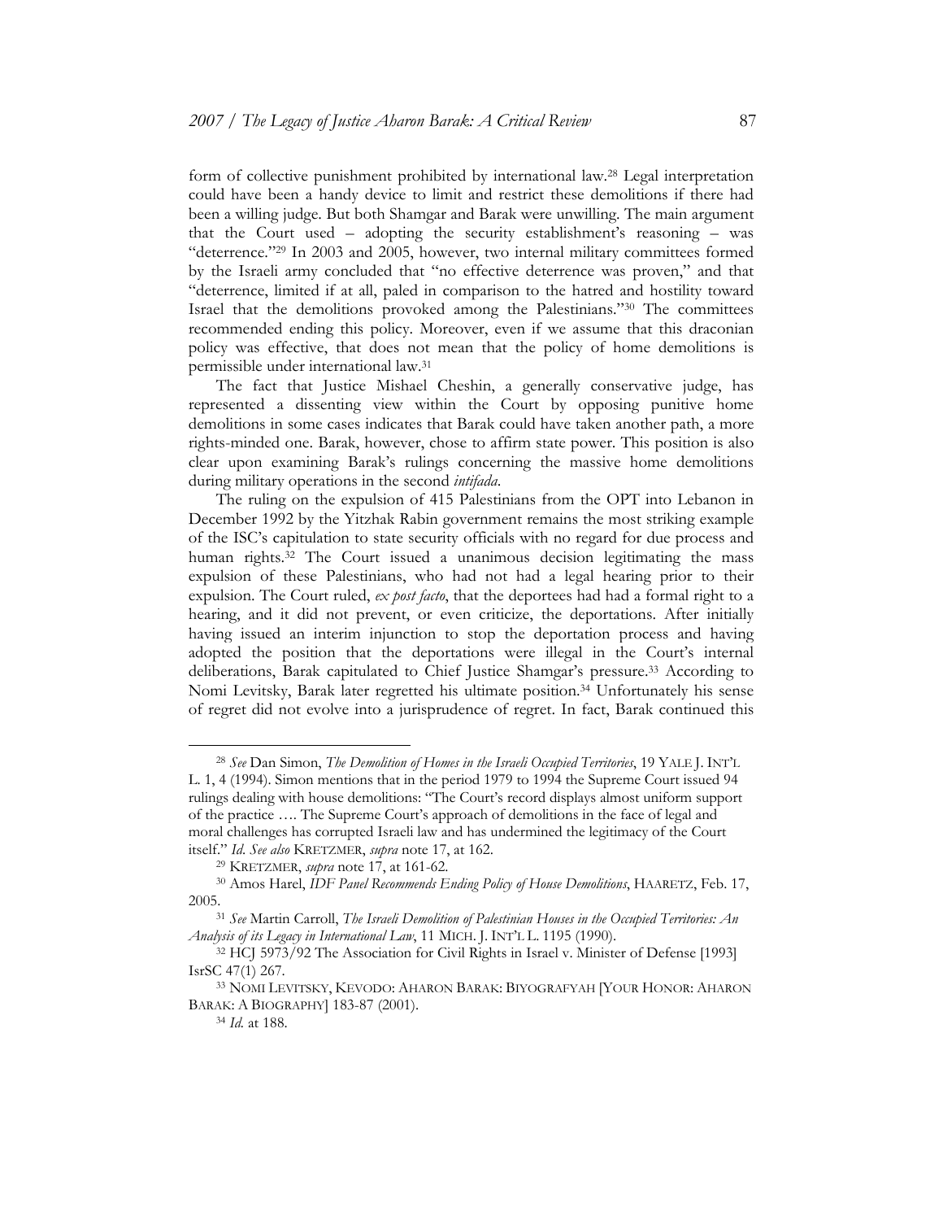form of collective punishment prohibited by international law.[28] Legal interpretation could have been a handy device to limit and restrict these demolitions if there had been a willing judge. But both Shamgar and Barak were unwilling. The main argument that the Court used – adopting the security establishment's reasoning – was "deterrence."[29] In 2003 and 2005, however, two internal military committees formed by the Israeli army concluded that "no effective deterrence was proven," and that "deterrence, limited if at all, paled in comparison to the hatred and hostility toward Israel that the demolitions provoked among the Palestinians."[30] The committees recommended ending this policy. Moreover, even if we assume that this draconian policy was effective, that does not mean that the policy of home demolitions is permissible under international law.[31]

The fact that Justice Mishael Cheshin, a generally conservative judge, has represented a dissenting view within the Court by opposing punitive home demolitions in some cases indicates that Barak could have taken another path, a more rights-minded one. Barak, however, chose to affirm state power. This position is also clear upon examining Barak's rulings concerning the massive home demolitions during military operations in the second *intifada*.

The ruling on the expulsion of 415 Palestinians from the OPT into Lebanon in December 1992 by the Yitzhak Rabin government remains the most striking example of the ISC's capitulation to state security officials with no regard for due process and human rights.[32] The Court issued a unanimous decision legitimating the mass expulsion of these Palestinians, who had not had a legal hearing prior to their expulsion. The Court ruled, *ex post facto*, that the deportees had had a formal right to a hearing, and it did not prevent, or even criticize, the deportations. After initially having issued an interim injunction to stop the deportation process and having adopted the position that the deportations were illegal in the Court's internal deliberations, Barak capitulated to Chief Justice Shamgar's pressure.[33] According to Nomi Levitsky, Barak later regretted his ultimate position.[34] Unfortunately his sense of regret did not evolve into a jurisprudence of regret. In fact, Barak continued this

---

[28] *See* Dan Simon, *The Demolition of Homes in the Israeli Occupied Territories*, 19 YALE J. INT'L L. 1, 4 (1994). Simon mentions that in the period 1979 to 1994 the Supreme Court issued 94 rulings dealing with house demolitions: "The Court's record displays almost uniform support of the practice …. The Supreme Court's approach of demolitions in the face of legal and moral challenges has corrupted Israeli law and has undermined the legitimacy of the Court itself." *Id*. *See also* KRETZMER, *supra* note 17, at 162.

[29] KRETZMER, *supra* note 17, at 161-62.

[30] Amos Harel, *IDF Panel Recommends Ending Policy of House Demolitions*, HAARETZ, Feb. 17, 2005.

[31] *See* Martin Carroll, *The Israeli Demolition of Palestinian Houses in the Occupied Territories: An Analysis of its Legacy in International Law*, 11 MICH. J. INT'L L. 1195 (1990).

[32] HCJ 5973/92 The Association for Civil Rights in Israel v. Minister of Defense [1993] IsrSC 47(1) 267.

[33] NOMI LEVITSKY, KEVODO: AHARON BARAK: BIYOGRAFYAH [YOUR HONOR: AHARON BARAK: A BIOGRAPHY] 183-87 (2001).

[34] *Id.* at 188.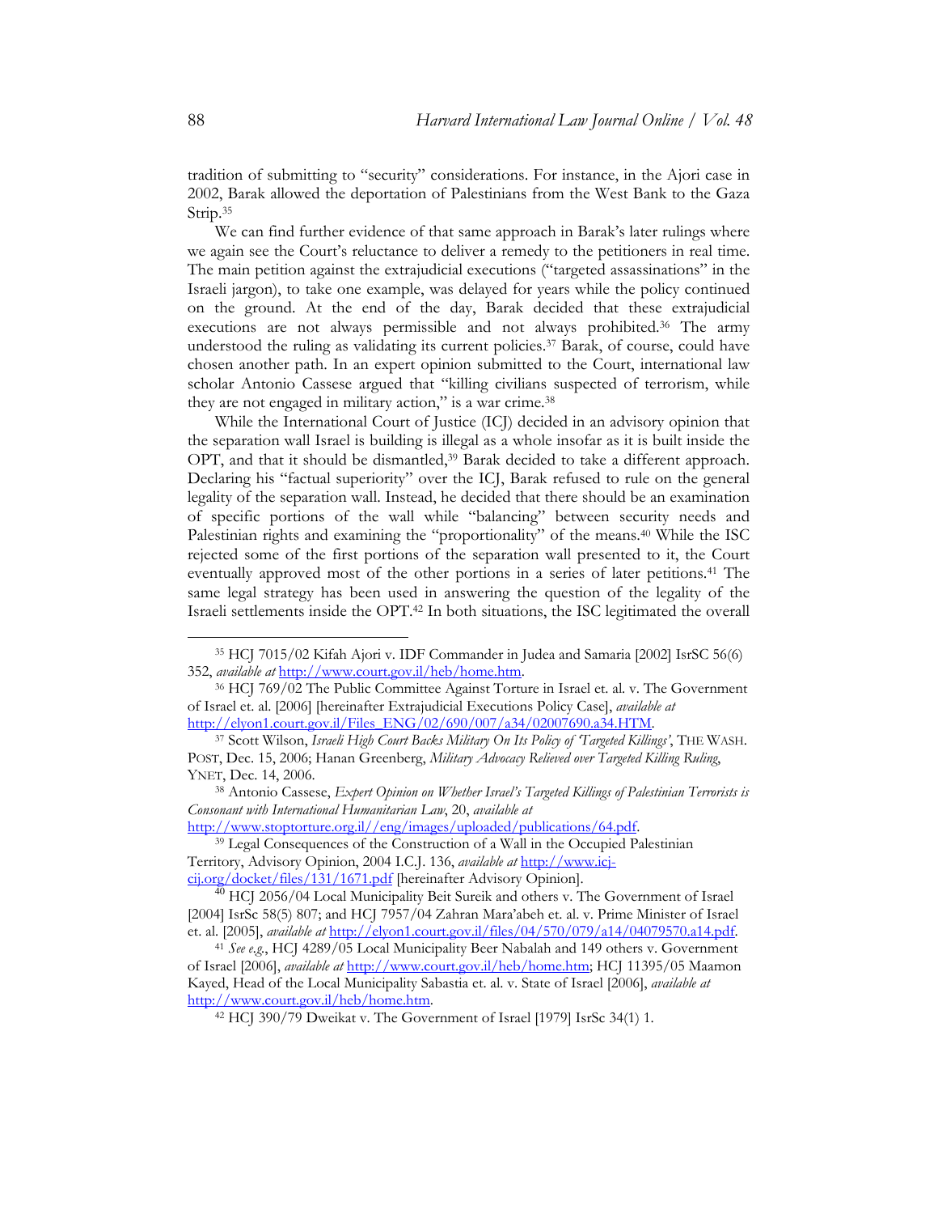tradition of submitting to "security" considerations. For instance, in the Ajori case in 2002, Barak allowed the deportation of Palestinians from the West Bank to the Gaza Strip.[35]

We can find further evidence of that same approach in Barak's later rulings where we again see the Court's reluctance to deliver a remedy to the petitioners in real time. The main petition against the extrajudicial executions ("targeted assassinations" in the Israeli jargon), to take one example, was delayed for years while the policy continued on the ground. At the end of the day, Barak decided that these extrajudicial executions are not always permissible and not always prohibited.[36] The army understood the ruling as validating its current policies.[37] Barak, of course, could have chosen another path. In an expert opinion submitted to the Court, international law scholar Antonio Cassese argued that "killing civilians suspected of terrorism, while they are not engaged in military action," is a war crime.[38]

While the International Court of Justice (ICJ) decided in an advisory opinion that the separation wall Israel is building is illegal as a whole insofar as it is built inside the OPT, and that it should be dismantled,[39] Barak decided to take a different approach. Declaring his "factual superiority" over the ICJ, Barak refused to rule on the general legality of the separation wall. Instead, he decided that there should be an examination of specific portions of the wall while "balancing" between security needs and Palestinian rights and examining the "proportionality" of the means.[40] While the ISC rejected some of the first portions of the separation wall presented to it, the Court eventually approved most of the other portions in a series of later petitions.[41] The same legal strategy has been used in answering the question of the legality of the Israeli settlements inside the OPT.[42] In both situations, the ISC legitimated the overall

---

[35] HCJ 7015/02 Kifah Ajori v. IDF Commander in Judea and Samaria [2002] IsrSC 56(6) 352, *available at* http://www.court.gov.il/heb/home.htm.

[36] HCJ 769/02 The Public Committee Against Torture in Israel et. al. v. The Government of Israel et. al. [2006] [hereinafter Extrajudicial Executions Policy Case], *available at* http://elyon1.court.gov.il/Files_ENG/02/690/007/a34/02007690.a34.HTM.

[37] Scott Wilson, *Israeli High Court Backs Military On Its Policy of 'Targeted Killings'*, THE WASH. POST, Dec. 15, 2006; Hanan Greenberg, *Military Advocacy Relieved over Targeted Killing Ruling*, YNET, Dec. 14, 2006.

[38] Antonio Cassese, *Expert Opinion on Whether Israel's Targeted Killings of Palestinian Terrorists is Consonant with International Humanitarian Law*, 20, *available at* http://www.stoptorture.org.il//eng/images/uploaded/publications/64.pdf.

[39] Legal Consequences of the Construction of a Wall in the Occupied Palestinian Territory, Advisory Opinion, 2004 I.C.J. 136, *available at* http://www.icj-cij.org/docket/files/131/1671.pdf [hereinafter Advisory Opinion].

[40] HCJ 2056/04 Local Municipality Beit Sureik and others v. The Government of Israel [2004] IsrSc 58(5) 807; and HCJ 7957/04 Zahran Mara'abeh et. al. v. Prime Minister of Israel et. al. [2005], *available at* http://elyon1.court.gov.il/files/04/570/079/a14/04079570.a14.pdf.

[41] *See e.g.*, HCJ 4289/05 Local Municipality Beer Nabalah and 149 others v. Government of Israel [2006], *available at* http://www.court.gov.il/heb/home.htm; HCJ 11395/05 Maamon Kayed, Head of the Local Municipality Sabastia et. al. v. State of Israel [2006], *available at* http://www.court.gov.il/heb/home.htm.

[42] HCJ 390/79 Dweikat v. The Government of Israel [1979] IsrSc 34(1) 1.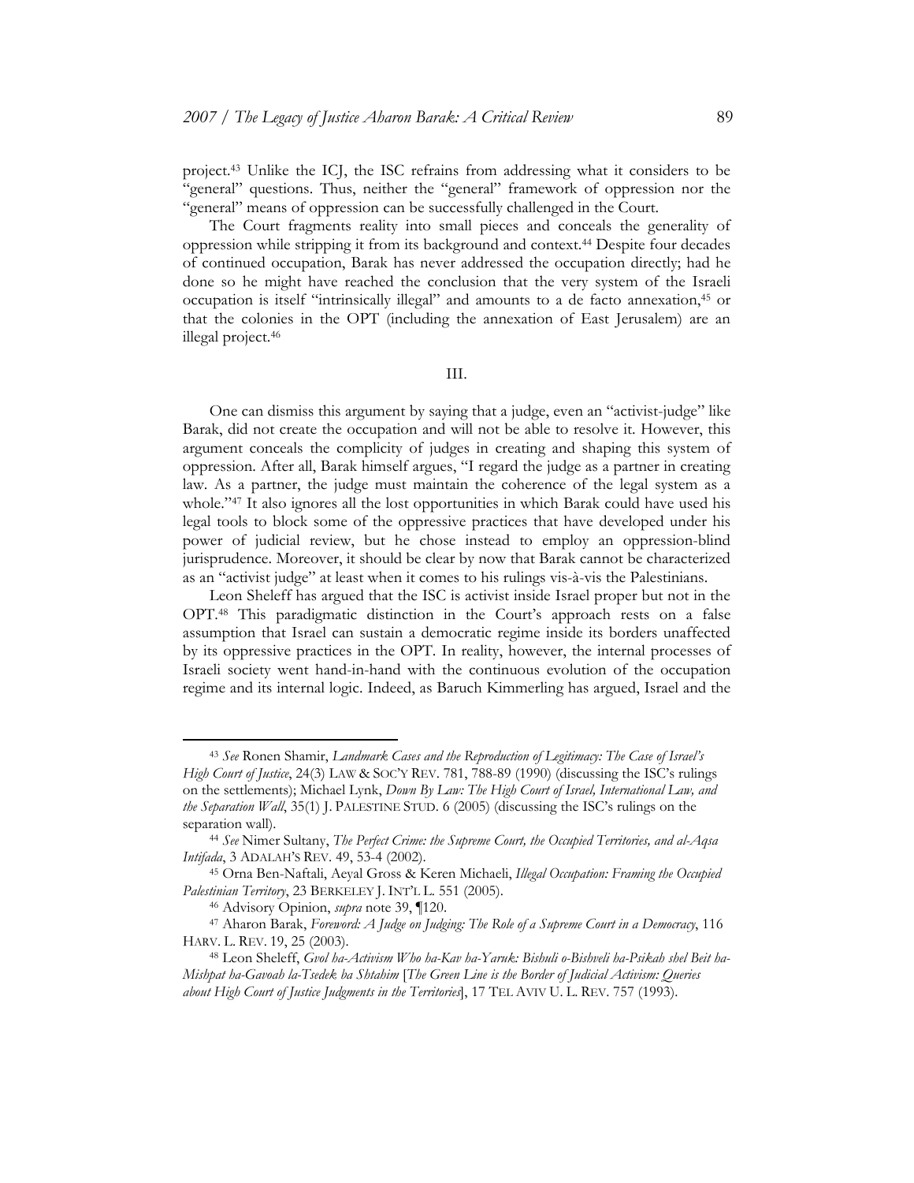project.[43] Unlike the ICJ, the ISC refrains from addressing what it considers to be "general" questions. Thus, neither the "general" framework of oppression nor the "general" means of oppression can be successfully challenged in the Court.

The Court fragments reality into small pieces and conceals the generality of oppression while stripping it from its background and context.[44] Despite four decades of continued occupation, Barak has never addressed the occupation directly; had he done so he might have reached the conclusion that the very system of the Israeli occupation is itself "intrinsically illegal" and amounts to a de facto annexation,[45] or that the colonies in the OPT (including the annexation of East Jerusalem) are an illegal project.[46]

## III.

One can dismiss this argument by saying that a judge, even an "activist-judge" like Barak, did not create the occupation and will not be able to resolve it. However, this argument conceals the complicity of judges in creating and shaping this system of oppression. After all, Barak himself argues, "I regard the judge as a partner in creating law. As a partner, the judge must maintain the coherence of the legal system as a whole."[47] It also ignores all the lost opportunities in which Barak could have used his legal tools to block some of the oppressive practices that have developed under his power of judicial review, but he chose instead to employ an oppression-blind jurisprudence. Moreover, it should be clear by now that Barak cannot be characterized as an "activist judge" at least when it comes to his rulings vis-à-vis the Palestinians.

Leon Sheleff has argued that the ISC is activist inside Israel proper but not in the OPT.[48] This paradigmatic distinction in the Court's approach rests on a false assumption that Israel can sustain a democratic regime inside its borders unaffected by its oppressive practices in the OPT. In reality, however, the internal processes of Israeli society went hand-in-hand with the continuous evolution of the occupation regime and its internal logic. Indeed, as Baruch Kimmerling has argued, Israel and the

---

[43] *See* Ronen Shamir, *Landmark Cases and the Reproduction of Legitimacy: The Case of Israel's High Court of Justice*, 24(3) LAW & SOC'Y REV. 781, 788-89 (1990) (discussing the ISC's rulings on the settlements); Michael Lynk, *Down By Law: The High Court of Israel, International Law, and the Separation Wall*, 35(1) J. PALESTINE STUD. 6 (2005) (discussing the ISC's rulings on the separation wall).

[44] *See* Nimer Sultany, *The Perfect Crime: the Supreme Court, the Occupied Territories, and al-Aqsa Intifada*, 3 ADALAH'S REV. 49, 53-4 (2002).

[45] Orna Ben-Naftali, Aeyal Gross & Keren Michaeli, *Illegal Occupation: Framing the Occupied Palestinian Territory*, 23 BERKELEY J. INT'L L. 551 (2005).

[46] Advisory Opinion, *supra* note 39, ¶120.

[47] Aharon Barak, *Foreword: A Judge on Judging: The Role of a Supreme Court in a Democracy*, 116 HARV. L. REV. 19, 25 (2003).

[48] Leon Sheleff, *Gvol ha-Activism Who ha-Kav ha-Yaruk: Bishuli o-Bishveli ha-Psikah shel Beit ha-Mishpat ha-Gavoah la-Tsedek ba Shtahim* [*The Green Line is the Border of Judicial Activism: Queries about High Court of Justice Judgments in the Territories*], 17 TEL AVIV U. L. REV. 757 (1993).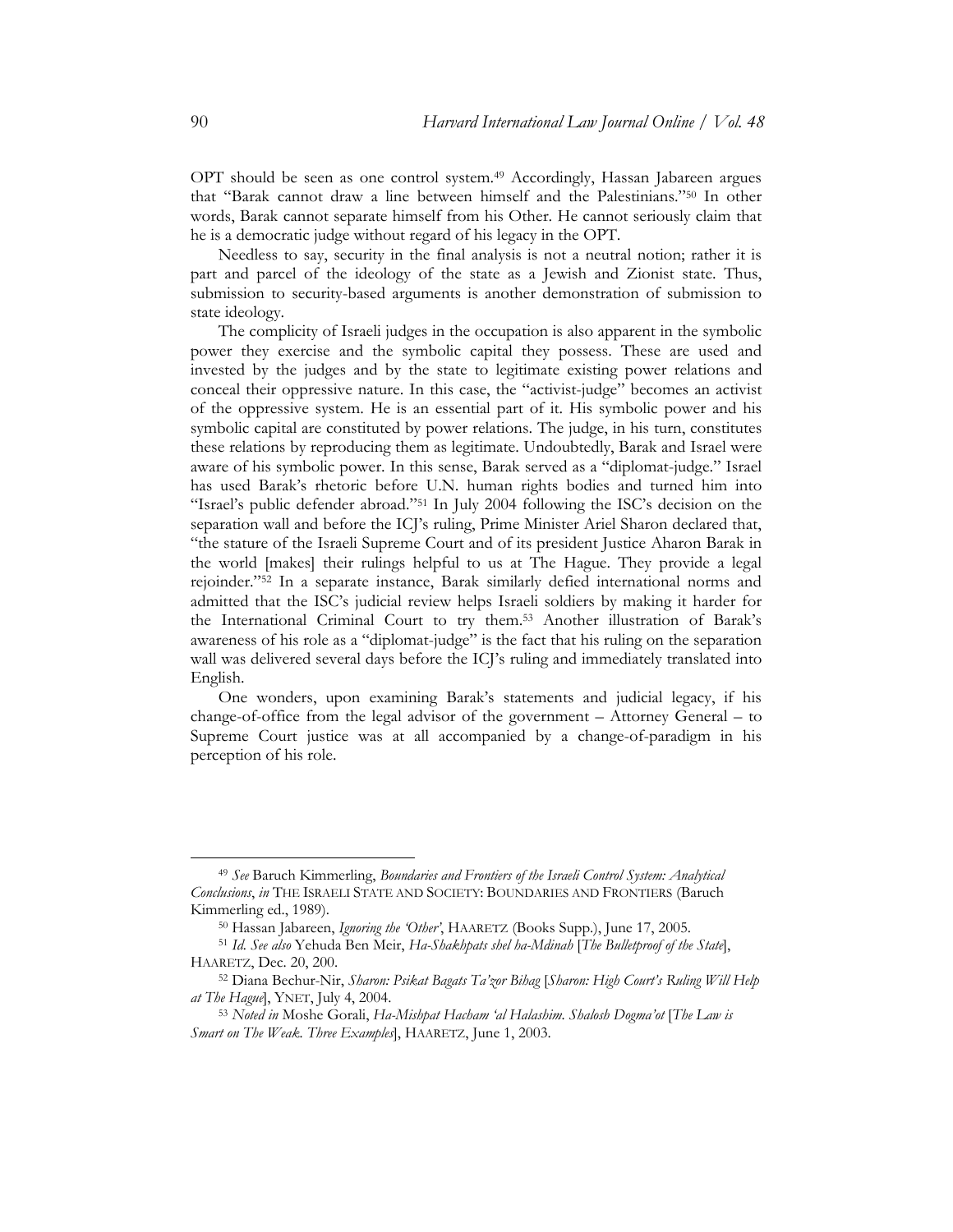OPT should be seen as one control system.[49] Accordingly, Hassan Jabareen argues that "Barak cannot draw a line between himself and the Palestinians."[50] In other words, Barak cannot separate himself from his Other. He cannot seriously claim that he is a democratic judge without regard of his legacy in the OPT.

Needless to say, security in the final analysis is not a neutral notion; rather it is part and parcel of the ideology of the state as a Jewish and Zionist state. Thus, submission to security-based arguments is another demonstration of submission to state ideology.

The complicity of Israeli judges in the occupation is also apparent in the symbolic power they exercise and the symbolic capital they possess. These are used and invested by the judges and by the state to legitimate existing power relations and conceal their oppressive nature. In this case, the "activist-judge" becomes an activist of the oppressive system. He is an essential part of it. His symbolic power and his symbolic capital are constituted by power relations. The judge, in his turn, constitutes these relations by reproducing them as legitimate. Undoubtedly, Barak and Israel were aware of his symbolic power. In this sense, Barak served as a "diplomat-judge." Israel has used Barak's rhetoric before U.N. human rights bodies and turned him into "Israel's public defender abroad."[51] In July 2004 following the ISC's decision on the separation wall and before the ICJ's ruling, Prime Minister Ariel Sharon declared that, "the stature of the Israeli Supreme Court and of its president Justice Aharon Barak in the world [makes] their rulings helpful to us at The Hague. They provide a legal rejoinder."[52] In a separate instance, Barak similarly defied international norms and admitted that the ISC's judicial review helps Israeli soldiers by making it harder for the International Criminal Court to try them.[53] Another illustration of Barak's awareness of his role as a "diplomat-judge" is the fact that his ruling on the separation wall was delivered several days before the ICJ's ruling and immediately translated into English.

One wonders, upon examining Barak's statements and judicial legacy, if his change-of-office from the legal advisor of the government – Attorney General – to Supreme Court justice was at all accompanied by a change-of-paradigm in his perception of his role.

---

[49] *See* Baruch Kimmerling, *Boundaries and Frontiers of the Israeli Control System: Analytical Conclusions*, *in* THE ISRAELI STATE AND SOCIETY: BOUNDARIES AND FRONTIERS (Baruch Kimmerling ed., 1989).

[50] Hassan Jabareen, *Ignoring the 'Other'*, HAARETZ (Books Supp.), June 17, 2005.

[51] *Id. See also* Yehuda Ben Meir, *Ha-Shakhpats shel ha-Mdinah* [*The Bulletproof of the State*], HAARETZ, Dec. 20, 200.

[52] Diana Bechur-Nir, *Sharon: Psikat Bagats Ta'zor Bihag* [*Sharon: High Court's Ruling Will Help at The Hague*], YNET, July 4, 2004.

[53] *Noted in* Moshe Gorali, *Ha-Mishpat Hacham 'al Halashim. Shalosh Dogma'ot* [*The Law is Smart on The Weak. Three Examples*], HAARETZ, June 1, 2003.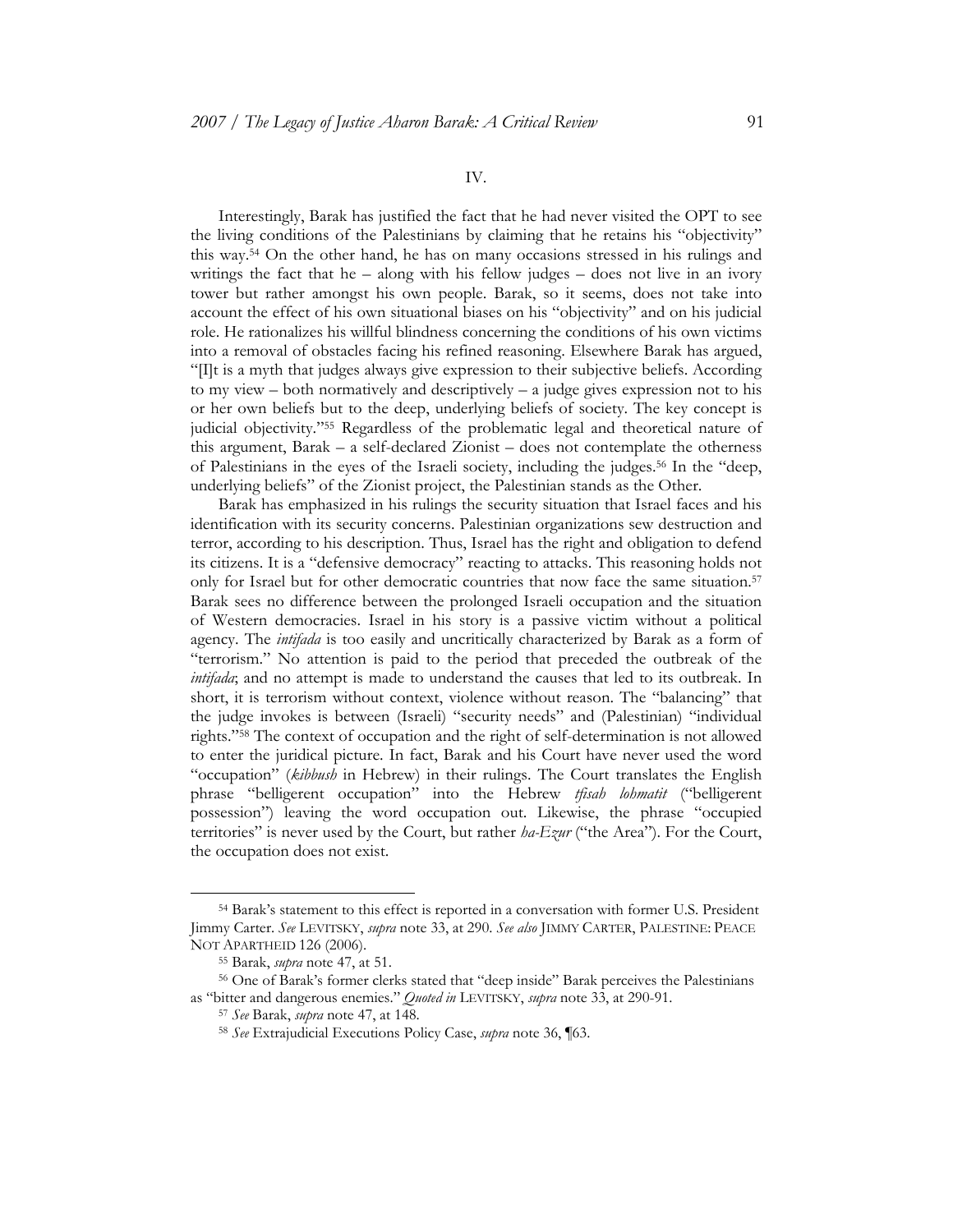## IV.

Interestingly, Barak has justified the fact that he had never visited the OPT to see the living conditions of the Palestinians by claiming that he retains his "objectivity" this way.[54] On the other hand, he has on many occasions stressed in his rulings and writings the fact that he – along with his fellow judges – does not live in an ivory tower but rather amongst his own people. Barak, so it seems, does not take into account the effect of his own situational biases on his "objectivity" and on his judicial role. He rationalizes his willful blindness concerning the conditions of his own victims into a removal of obstacles facing his refined reasoning. Elsewhere Barak has argued, "[I]t is a myth that judges always give expression to their subjective beliefs. According to my view – both normatively and descriptively – a judge gives expression not to his or her own beliefs but to the deep, underlying beliefs of society. The key concept is judicial objectivity."[55] Regardless of the problematic legal and theoretical nature of this argument, Barak – a self-declared Zionist – does not contemplate the otherness of Palestinians in the eyes of the Israeli society, including the judges.[56] In the "deep, underlying beliefs" of the Zionist project, the Palestinian stands as the Other.

Barak has emphasized in his rulings the security situation that Israel faces and his identification with its security concerns. Palestinian organizations sew destruction and terror, according to his description. Thus, Israel has the right and obligation to defend its citizens. It is a "defensive democracy" reacting to attacks. This reasoning holds not only for Israel but for other democratic countries that now face the same situation.[57] Barak sees no difference between the prolonged Israeli occupation and the situation of Western democracies. Israel in his story is a passive victim without a political agency. The *intifada* is too easily and uncritically characterized by Barak as a form of "terrorism." No attention is paid to the period that preceded the outbreak of the *intifada*; and no attempt is made to understand the causes that led to its outbreak. In short, it is terrorism without context, violence without reason. The "balancing" that the judge invokes is between (Israeli) "security needs" and (Palestinian) "individual rights."[58] The context of occupation and the right of self-determination is not allowed to enter the juridical picture. In fact, Barak and his Court have never used the word "occupation" (*kibbush* in Hebrew) in their rulings. The Court translates the English phrase "belligerent occupation" into the Hebrew *tfisah lohmatit* ("belligerent possession") leaving the word occupation out. Likewise, the phrase "occupied territories" is never used by the Court, but rather *ha-Ezur* ("the Area"). For the Court, the occupation does not exist.

---

[54] Barak's statement to this effect is reported in a conversation with former U.S. President Jimmy Carter. *See* LEVITSKY, *supra* note 33, at 290. *See also* JIMMY CARTER, PALESTINE: PEACE NOT APARTHEID 126 (2006).

[55] Barak, *supra* note 47, at 51.

[56] One of Barak's former clerks stated that "deep inside" Barak perceives the Palestinians as "bitter and dangerous enemies." *Quoted in* LEVITSKY, *supra* note 33, at 290-91.

[57] *See* Barak, *supra* note 47, at 148.

[58] *See* Extrajudicial Executions Policy Case, *supra* note 36, ¶63.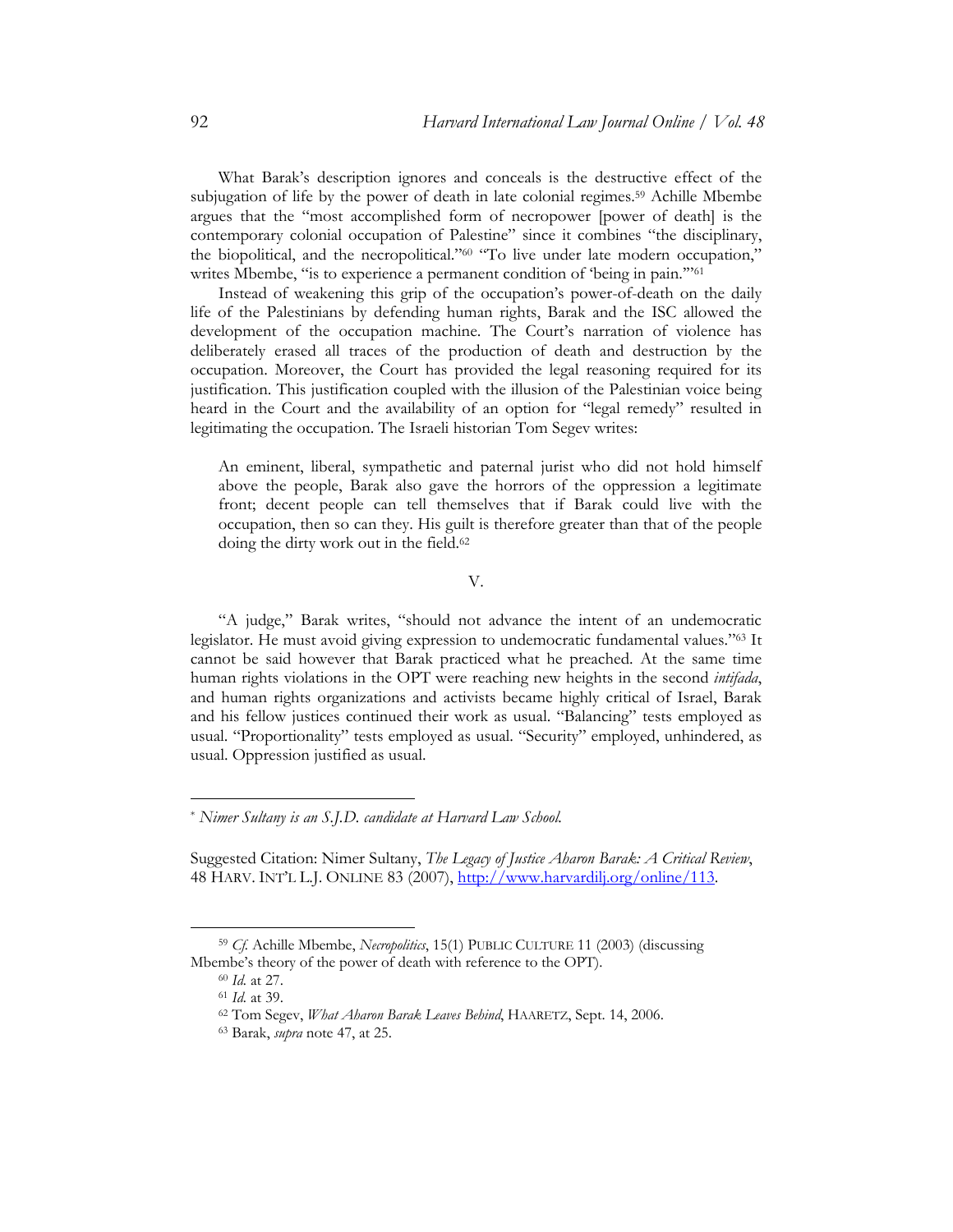What Barak's description ignores and conceals is the destructive effect of the subjugation of life by the power of death in late colonial regimes.[59] Achille Mbembe argues that the "most accomplished form of necropower [power of death] is the contemporary colonial occupation of Palestine" since it combines "the disciplinary, the biopolitical, and the necropolitical."[60] "To live under late modern occupation," writes Mbembe, "is to experience a permanent condition of 'being in pain.'"[61]

Instead of weakening this grip of the occupation's power-of-death on the daily life of the Palestinians by defending human rights, Barak and the ISC allowed the development of the occupation machine. The Court's narration of violence has deliberately erased all traces of the production of death and destruction by the occupation. Moreover, the Court has provided the legal reasoning required for its justification. This justification coupled with the illusion of the Palestinian voice being heard in the Court and the availability of an option for "legal remedy" resulted in legitimating the occupation. The Israeli historian Tom Segev writes:

> An eminent, liberal, sympathetic and paternal jurist who did not hold himself above the people, Barak also gave the horrors of the oppression a legitimate front; decent people can tell themselves that if Barak could live with the occupation, then so can they. His guilt is therefore greater than that of the people doing the dirty work out in the field.[62]

## V.

"A judge," Barak writes, "should not advance the intent of an undemocratic legislator. He must avoid giving expression to undemocratic fundamental values."[63] It cannot be said however that Barak practiced what he preached. At the same time human rights violations in the OPT were reaching new heights in the second *intifada*, and human rights organizations and activists became highly critical of Israel, Barak and his fellow justices continued their work as usual. "Balancing" tests employed as usual. "Proportionality" tests employed as usual. "Security" employed, unhindered, as usual. Oppression justified as usual.

---

\* *Nimer Sultany is an S.J.D. candidate at Harvard Law School.*

Suggested Citation: Nimer Sultany, *The Legacy of Justice Aharon Barak: A Critical Review*, 48 HARV. INT'L L.J. ONLINE 83 (2007), http://www.harvardilj.org/online/113.

---

[59] *Cf.* Achille Mbembe, *Necropolitics*, 15(1) PUBLIC CULTURE 11 (2003) (discussing Mbembe's theory of the power of death with reference to the OPT).

[60] *Id.* at 27.

[61] *Id.* at 39.

[62] Tom Segev, *What Aharon Barak Leaves Behind*, HAARETZ, Sept. 14, 2006.

[63] Barak, *supra* note 47, at 25.